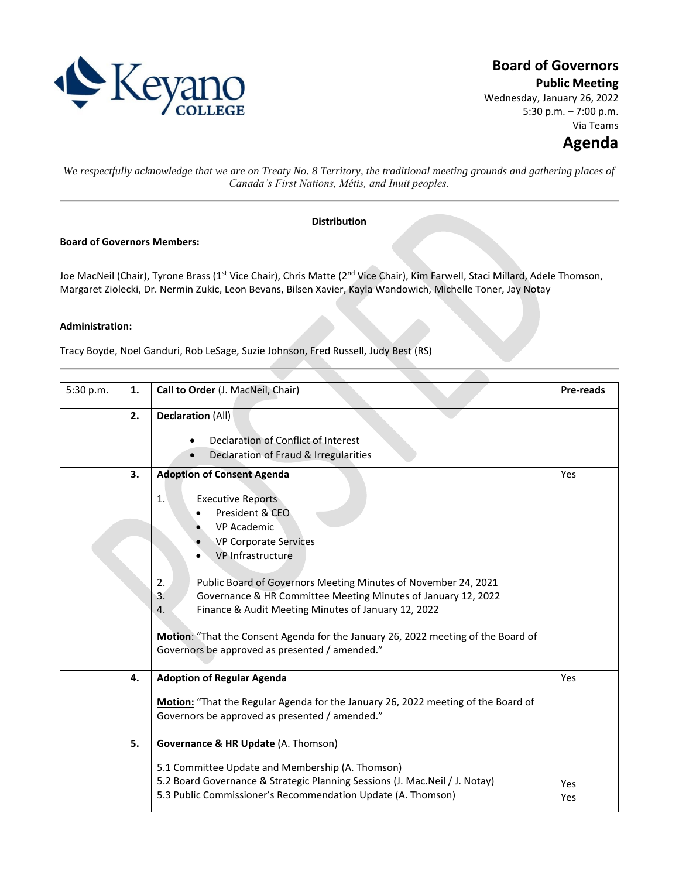# Board of Governors

**Public Meeting**

Wednesday, January 26, 2022
5:30 p.m. – 7:00 p.m.
Via Teams

# Agenda

*We respectfully acknowledge that we are on Treaty No. 8 Territory, the traditional meeting grounds and gathering places of Canada's First Nations, Métis, and Inuit peoples.*

---

**Distribution**

**Board of Governors Members:**

Joe MacNeil (Chair), Tyrone Brass (1st Vice Chair), Chris Matte (2nd Vice Chair), Kim Farwell, Staci Millard, Adele Thomson, Margaret Ziolecki, Dr. Nermin Zukic, Leon Bevans, Bilsen Xavier, Kayla Wandowich, Michelle Toner, Jay Notay

**Administration:**

Tracy Boyde, Noel Ganduri, Rob LeSage, Suzie Johnson, Fred Russell, Judy Best (RS)

---

| 5:30 p.m. | **1.** | **Call to Order** (J. MacNeil, Chair) | **Pre-reads** |
|---|---|---|---|
| | **2.** | **Declaration** (All)<br>• Declaration of Conflict of Interest<br>• Declaration of Fraud & Irregularities | |
| | **3.** | **Adoption of Consent Agenda**<br>1. Executive Reports<br>• President & CEO<br>• VP Academic<br>• VP Corporate Services<br>• VP Infrastructure<br>2. Public Board of Governors Meeting Minutes of November 24, 2021<br>3. Governance & HR Committee Meeting Minutes of January 12, 2022<br>4. Finance & Audit Meeting Minutes of January 12, 2022<br>**Motion**: "That the Consent Agenda for the January 26, 2022 meeting of the Board of Governors be approved as presented / amended." | Yes |
| | **4.** | **Adoption of Regular Agenda**<br>**Motion:** "That the Regular Agenda for the January 26, 2022 meeting of the Board of Governors be approved as presented / amended." | Yes |
| | **5.** | **Governance & HR Update** (A. Thomson)<br>5.1 Committee Update and Membership (A. Thomson)<br>5.2 Board Governance & Strategic Planning Sessions (J. Mac.Neil / J. Notay)<br>5.3 Public Commissioner's Recommendation Update (A. Thomson) | <br><br>Yes<br>Yes |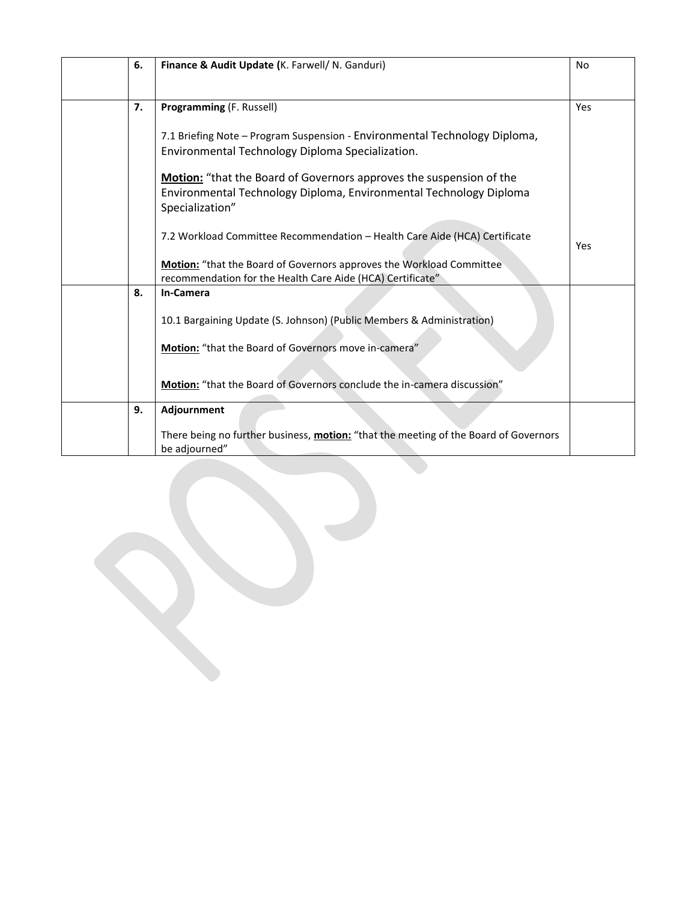| | | | |
|---|---|---|---|
| | **6.** | **Finance & Audit Update (**K. Farwell/ N. Ganduri) | No |
| | **7.** | **Programming** (F. Russell)<br><br>7.1 Briefing Note – Program Suspension - Environmental Technology Diploma, Environmental Technology Diploma Specialization.<br><br>**Motion:** "that the Board of Governors approves the suspension of the Environmental Technology Diploma, Environmental Technology Diploma Specialization"<br><br>7.2 Workload Committee Recommendation – Health Care Aide (HCA) Certificate<br><br>**Motion:** "that the Board of Governors approves the Workload Committee recommendation for the Health Care Aide (HCA) Certificate" | Yes<br><br><br><br><br><br><br>Yes |
| | **8.** | **In-Camera**<br><br>10.1 Bargaining Update (S. Johnson) (Public Members & Administration)<br><br>**Motion:** "that the Board of Governors move in-camera"<br><br>**Motion:** "that the Board of Governors conclude the in-camera discussion" | |
| | **9.** | **Adjournment**<br><br>There being no further business, **motion:** "that the meeting of the Board of Governors be adjourned" | |